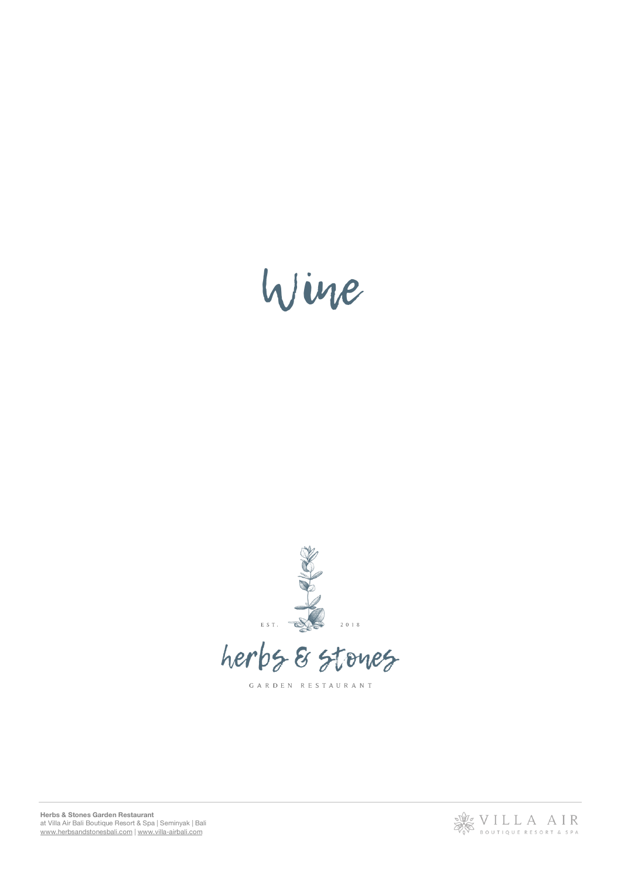# Wine

EST. 2018

## herbs & stones

GARDEN RESTAURANT

**Herbs & Stones Garden Restaurant**
at Villa Air Bali Boutique Resort & Spa | Seminyak | Bali
www.herbsandstonesbali.com | www.villa-airbali.com

VILLA AIR
BOUTIQUE RESORT & SPA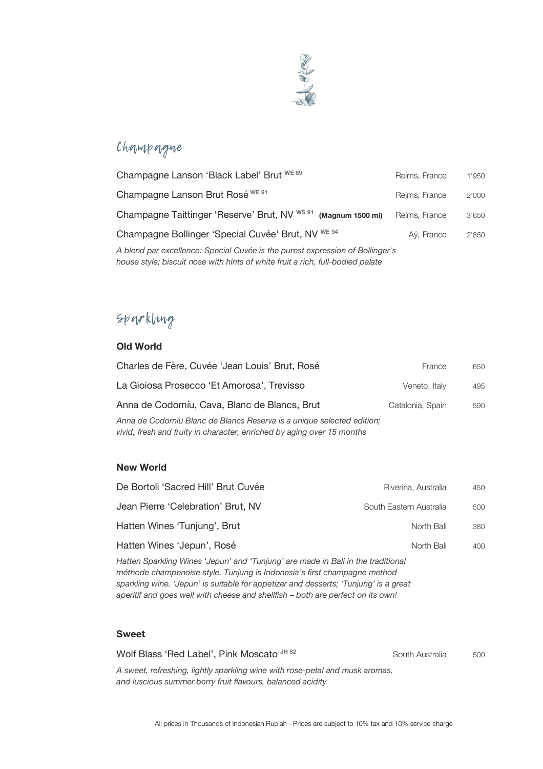## Champagne

| Wine | Region | Price |
| --- | --- | --- |
| Champagne Lanson 'Black Label' Brut WE 89 | Reims, France | 1'950 |
| Champagne Lanson Brut Rosé WE 91 | Reims, France | 2'000 |
| Champagne Taittinger 'Reserve' Brut, NV WS 91 **(Magnum 1500 ml)** | Reims, France | 3'650 |
| Champagne Bollinger 'Special Cuvée' Brut, NV WE 94 | Aÿ, France | 2'850 |

*A blend par excellence: Special Cuvée is the purest expression of Bollinger's house style; biscuit nose with hints of white fruit a rich, full-bodied palate*

## Sparkling

### Old World

| Wine | Region | Price |
| --- | --- | --- |
| Charles de Fère, Cuvée 'Jean Louis' Brut, Rosé | France | 650 |
| La Gioiosa Prosecco 'Et Amorosa', Trevisso | Veneto, Italy | 495 |
| Anna de Codorníu, Cava, Blanc de Blancs, Brut | Catalonia, Spain | 590 |

*Anna de Codorníu Blanc de Blancs Reserva is a unique selected edition; vivid, fresh and fruity in character, enriched by aging over 15 months*

### New World

| Wine | Region | Price |
| --- | --- | --- |
| De Bortoli 'Sacred Hill' Brut Cuvée | Riverina, Australia | 450 |
| Jean Pierre 'Celebration' Brut, NV | South Eastern Australia | 500 |
| Hatten Wines 'Tunjung', Brut | North Bali | 380 |
| Hatten Wines 'Jepun', Rosé | North Bali | 400 |

*Hatten Sparkling Wines 'Jepun' and 'Tunjung' are made in Bali in the traditional méthode champenoise style. Tunjung is Indonesia's first champagne method sparkling wine. 'Jepun' is suitable for appetizer and desserts; 'Tunjung' is a great aperitif and goes well with cheese and shellfish – both are perfect on its own!*

### Sweet

| Wine | Region | Price |
| --- | --- | --- |
| Wolf Blass 'Red Label', Pink Moscato JH 82 | South Australia | 500 |

*A sweet, refreshing, lightly sparkling wine with rose-petal and musk aromas, and luscious summer berry fruit flavours, balanced acidity*

All prices in Thousands of Indonesian Rupiah - Prices are subject to 10% tax and 10% service charge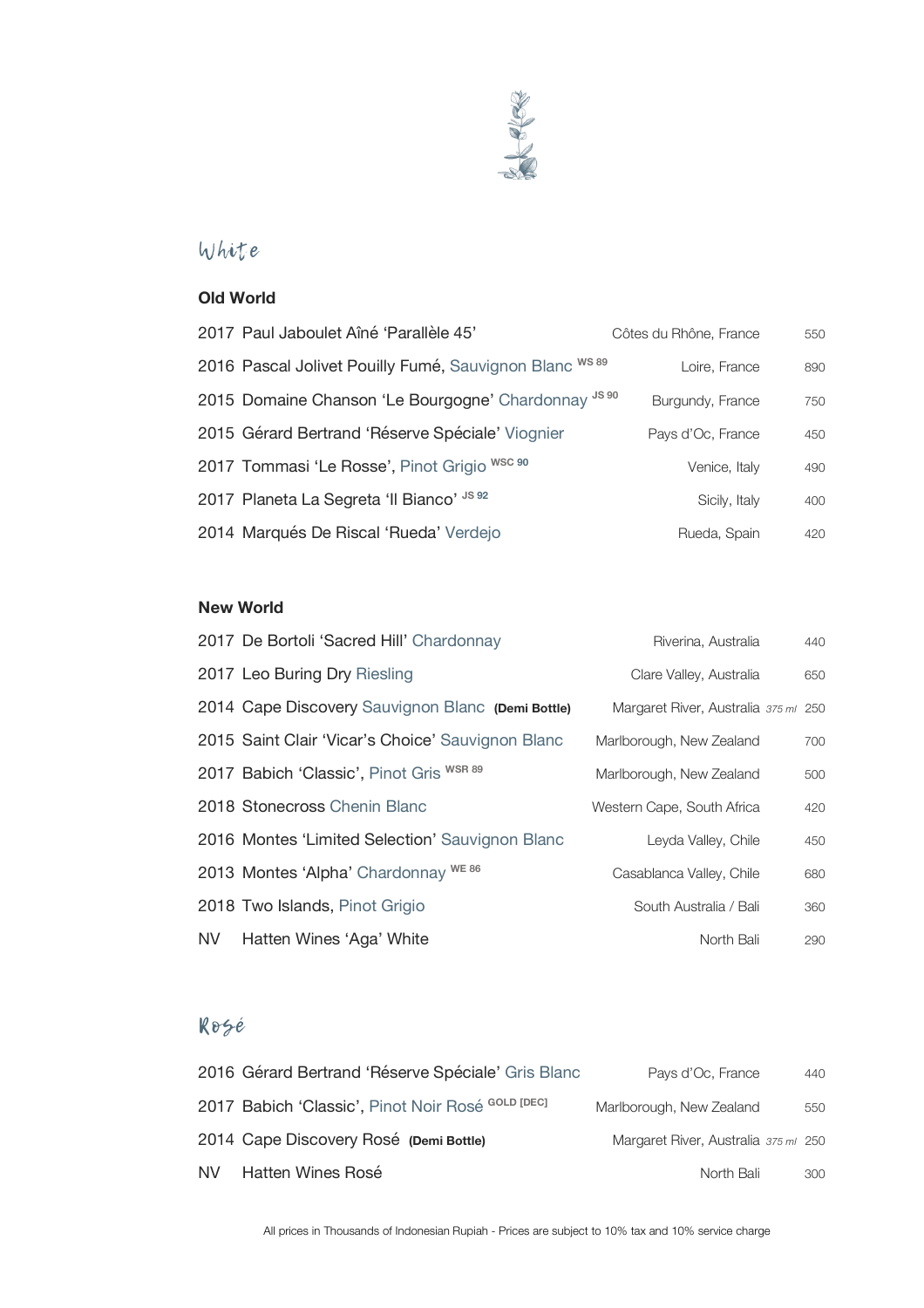## White

### Old World

| Wine | Region | Price |
|---|---|---|
| 2017 Paul Jaboulet Aîné 'Parallèle 45' | Côtes du Rhône, France | 550 |
| 2016 Pascal Jolivet Pouilly Fumé, Sauvignon Blanc WS 89 | Loire, France | 890 |
| 2015 Domaine Chanson 'Le Bourgogne' Chardonnay JS 90 | Burgundy, France | 750 |
| 2015 Gérard Bertrand 'Réserve Spéciale' Viognier | Pays d'Oc, France | 450 |
| 2017 Tommasi 'Le Rosse', Pinot Grigio WSC 90 | Venice, Italy | 490 |
| 2017 Planeta La Segreta 'Il Bianco' JS 92 | Sicily, Italy | 400 |
| 2014 Marqués De Riscal 'Rueda' Verdejo | Rueda, Spain | 420 |

### New World

| Wine | Region | Price |
|---|---|---|
| 2017 De Bortoli 'Sacred Hill' Chardonnay | Riverina, Australia | 440 |
| 2017 Leo Buring Dry Riesling | Clare Valley, Australia | 650 |
| 2014 Cape Discovery Sauvignon Blanc **(Demi Bottle)** | Margaret River, Australia *375 ml* | 250 |
| 2015 Saint Clair 'Vicar's Choice' Sauvignon Blanc | Marlborough, New Zealand | 700 |
| 2017 Babich 'Classic', Pinot Gris WSR 89 | Marlborough, New Zealand | 500 |
| 2018 Stonecross Chenin Blanc | Western Cape, South Africa | 420 |
| 2016 Montes 'Limited Selection' Sauvignon Blanc | Leyda Valley, Chile | 450 |
| 2013 Montes 'Alpha' Chardonnay WE 86 | Casablanca Valley, Chile | 680 |
| 2018 Two Islands, Pinot Grigio | South Australia / Bali | 360 |
| NV Hatten Wines 'Aga' White | North Bali | 290 |

## Rosé

| Wine | Region | Price |
|---|---|---|
| 2016 Gérard Bertrand 'Réserve Spéciale' Gris Blanc | Pays d'Oc, France | 440 |
| 2017 Babich 'Classic', Pinot Noir Rosé GOLD [DEC] | Marlborough, New Zealand | 550 |
| 2014 Cape Discovery Rosé **(Demi Bottle)** | Margaret River, Australia *375 ml* | 250 |
| NV Hatten Wines Rosé | North Bali | 300 |

All prices in Thousands of Indonesian Rupiah - Prices are subject to 10% tax and 10% service charge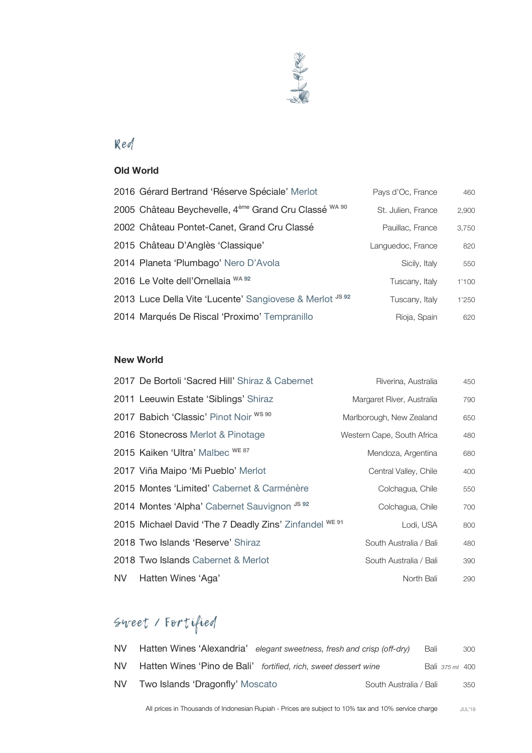## Red

### Old World

| Wine | Region | Price |
|---|---|---|
| 2016 Gérard Bertrand 'Réserve Spéciale' Merlot | Pays d'Oc, France | 460 |
| 2005 Château Beychevelle, 4ème Grand Cru Classé WA 90 | St. Julien, France | 2,900 |
| 2002 Château Pontet-Canet, Grand Cru Classé | Pauillac, France | 3,750 |
| 2015 Château D'Anglès 'Classique' | Languedoc, France | 820 |
| 2014 Planeta 'Plumbago' Nero D'Avola | Sicily, Italy | 550 |
| 2016 Le Volte dell'Ornellaia WA 92 | Tuscany, Italy | 1'100 |
| 2013 Luce Della Vite 'Lucente' Sangiovese & Merlot JS 92 | Tuscany, Italy | 1'250 |
| 2014 Marqués De Riscal 'Proximo' Tempranillo | Rioja, Spain | 620 |

### New World

| Wine | Region | Price |
|---|---|---|
| 2017 De Bortoli 'Sacred Hill' Shiraz & Cabernet | Riverina, Australia | 450 |
| 2011 Leeuwin Estate 'Siblings' Shiraz | Margaret River, Australia | 790 |
| 2017 Babich 'Classic' Pinot Noir WS 90 | Marlborough, New Zealand | 650 |
| 2016 Stonecross Merlot & Pinotage | Western Cape, South Africa | 480 |
| 2015 Kaiken 'Ultra' Malbec WE 87 | Mendoza, Argentina | 680 |
| 2017 Viña Maipo 'Mi Pueblo' Merlot | Central Valley, Chile | 400 |
| 2015 Montes 'Limited' Cabernet & Carménère | Colchagua, Chile | 550 |
| 2014 Montes 'Alpha' Cabernet Sauvignon JS 92 | Colchagua, Chile | 700 |
| 2015 Michael David 'The 7 Deadly Zins' Zinfandel WE 91 | Lodi, USA | 800 |
| 2018 Two Islands 'Reserve' Shiraz | South Australia / Bali | 480 |
| 2018 Two Islands Cabernet & Merlot | South Australia / Bali | 390 |
| NV Hatten Wines 'Aga' | North Bali | 290 |

## Sweet / Fortified

| Wine | Region | Price |
|---|---|---|
| NV Hatten Wines 'Alexandria' *elegant sweetness, fresh and crisp (off-dry)* | Bali | 300 |
| NV Hatten Wines 'Pino de Bali' *fortified, rich, sweet dessert wine* | Bali *375 ml* | 400 |
| NV Two Islands 'Dragonfly' Moscato | South Australia / Bali | 350 |

All prices in Thousands of Indonesian Rupiah - Prices are subject to 10% tax and 10% service charge

JUL'19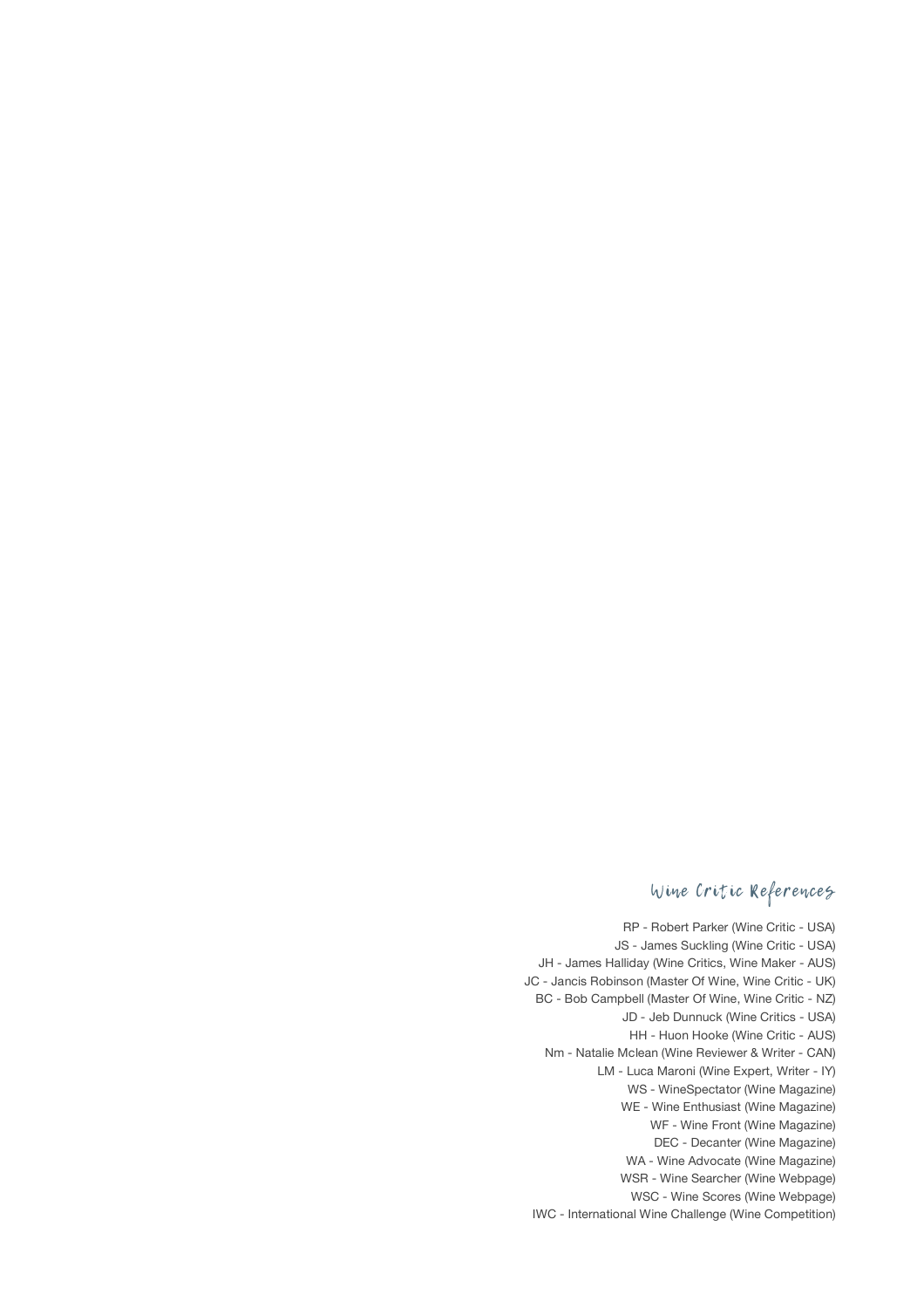## Wine Critic References

RP - Robert Parker (Wine Critic - USA)
JS - James Suckling (Wine Critic - USA)
JH - James Halliday (Wine Critics, Wine Maker - AUS)
JC - Jancis Robinson (Master Of Wine, Wine Critic - UK)
BC - Bob Campbell (Master Of Wine, Wine Critic - NZ)
JD - Jeb Dunnuck (Wine Critics - USA)
HH - Huon Hooke (Wine Critic - AUS)
Nm - Natalie Mclean (Wine Reviewer & Writer - CAN)
LM - Luca Maroni (Wine Expert, Writer - IY)
WS - WineSpectator (Wine Magazine)
WE - Wine Enthusiast (Wine Magazine)
WF - Wine Front (Wine Magazine)
DEC - Decanter (Wine Magazine)
WA - Wine Advocate (Wine Magazine)
WSR - Wine Searcher (Wine Webpage)
WSC - Wine Scores (Wine Webpage)
IWC - International Wine Challenge (Wine Competition)